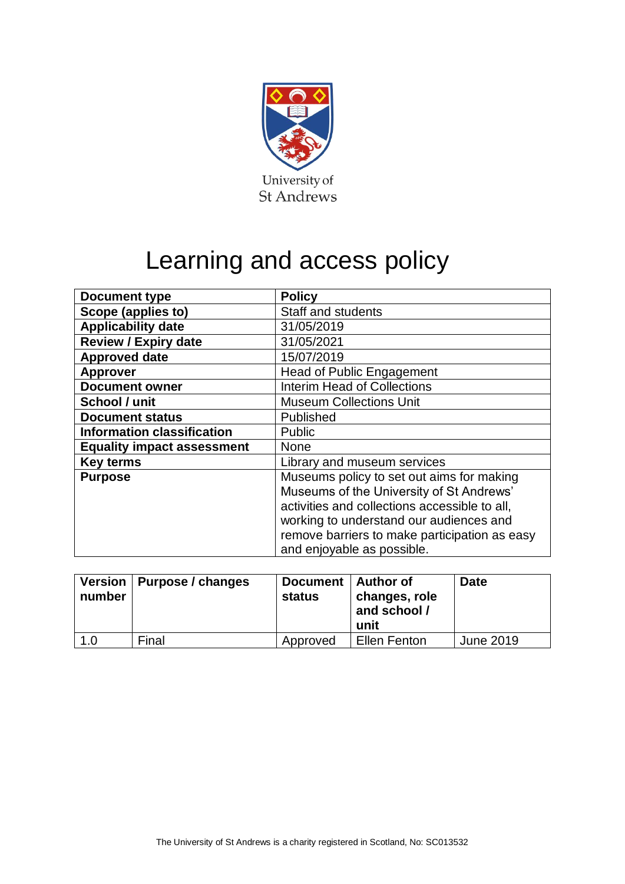University of St Andrews

# Learning and access policy

| Document type | Policy |
| --- | --- |
| Scope (applies to) | Staff and students |
| Applicability date | 31/05/2019 |
| Review / Expiry date | 31/05/2021 |
| Approved date | 15/07/2019 |
| Approver | Head of Public Engagement |
| Document owner | Interim Head of Collections |
| School / unit | Museum Collections Unit |
| Document status | Published |
| Information classification | Public |
| Equality impact assessment | None |
| Key terms | Library and museum services |
| Purpose | Museums policy to set out aims for making Museums of the University of St Andrews' activities and collections accessible to all, working to understand our audiences and remove barriers to make participation as easy and enjoyable as possible. |

| Version number | Purpose / changes | Document status | Author of changes, role and school / unit | Date |
| --- | --- | --- | --- | --- |
| 1.0 | Final | Approved | Ellen Fenton | June 2019 |

The University of St Andrews is a charity registered in Scotland, No: SC013532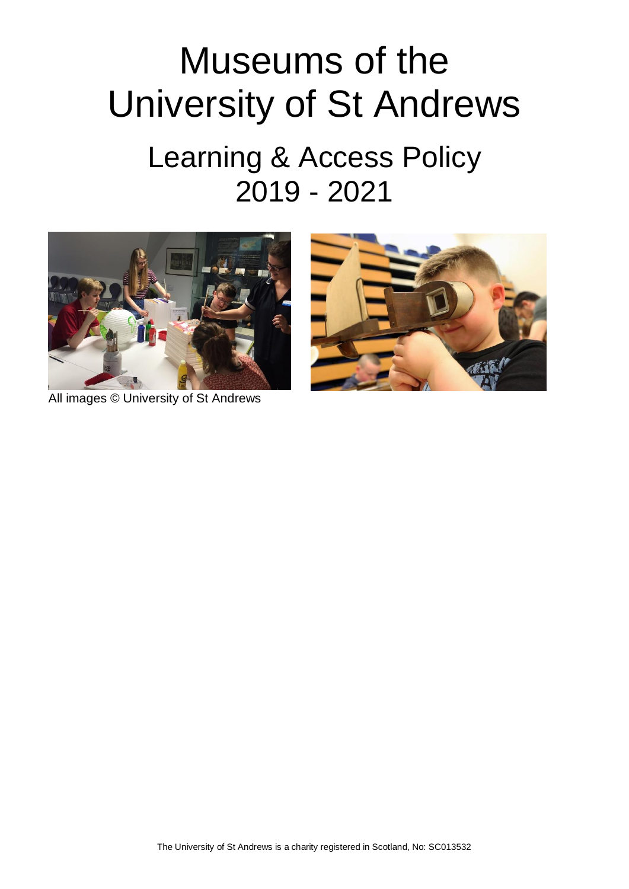# Museums of the University of St Andrews

## Learning & Access Policy 2019 - 2021

All images © University of St Andrews

The University of St Andrews is a charity registered in Scotland, No: SC013532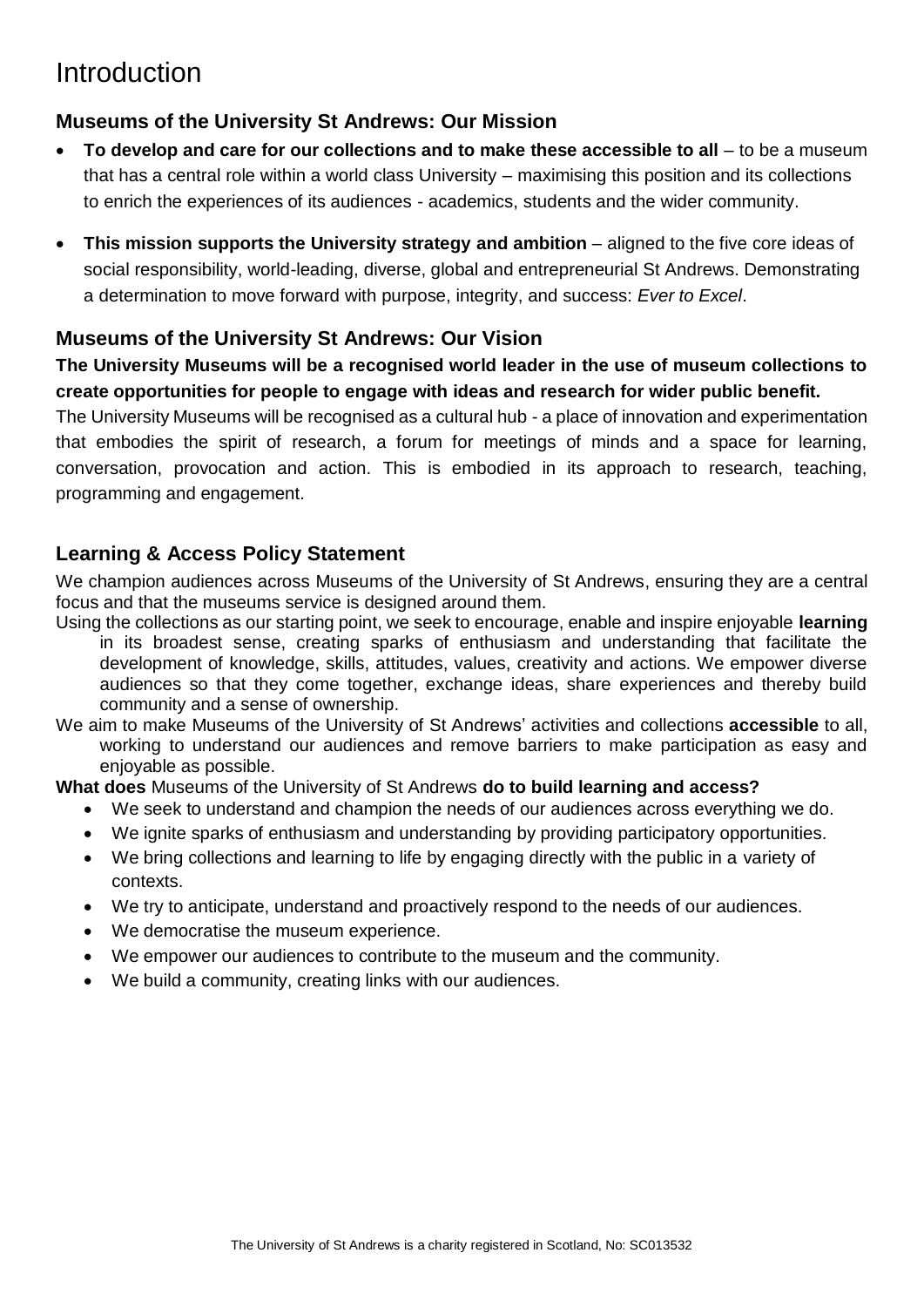# Introduction

## Museums of the University St Andrews: Our Mission

- **To develop and care for our collections and to make these accessible to all** – to be a museum that has a central role within a world class University – maximising this position and its collections to enrich the experiences of its audiences - academics, students and the wider community.
- **This mission supports the University strategy and ambition** – aligned to the five core ideas of social responsibility, world-leading, diverse, global and entrepreneurial St Andrews. Demonstrating a determination to move forward with purpose, integrity, and success: *Ever to Excel*.

## Museums of the University St Andrews: Our Vision

**The University Museums will be a recognised world leader in the use of museum collections to create opportunities for people to engage with ideas and research for wider public benefit.**

The University Museums will be recognised as a cultural hub - a place of innovation and experimentation that embodies the spirit of research, a forum for meetings of minds and a space for learning, conversation, provocation and action. This is embodied in its approach to research, teaching, programming and engagement.

## Learning & Access Policy Statement

We champion audiences across Museums of the University of St Andrews, ensuring they are a central focus and that the museums service is designed around them.

Using the collections as our starting point, we seek to encourage, enable and inspire enjoyable **learning** in its broadest sense, creating sparks of enthusiasm and understanding that facilitate the development of knowledge, skills, attitudes, values, creativity and actions. We empower diverse audiences so that they come together, exchange ideas, share experiences and thereby build community and a sense of ownership.

We aim to make Museums of the University of St Andrews' activities and collections **accessible** to all, working to understand our audiences and remove barriers to make participation as easy and enjoyable as possible.

**What does** Museums of the University of St Andrews **do to build learning and access?**

- We seek to understand and champion the needs of our audiences across everything we do.
- We ignite sparks of enthusiasm and understanding by providing participatory opportunities.
- We bring collections and learning to life by engaging directly with the public in a variety of contexts.
- We try to anticipate, understand and proactively respond to the needs of our audiences.
- We democratise the museum experience.
- We empower our audiences to contribute to the museum and the community.
- We build a community, creating links with our audiences.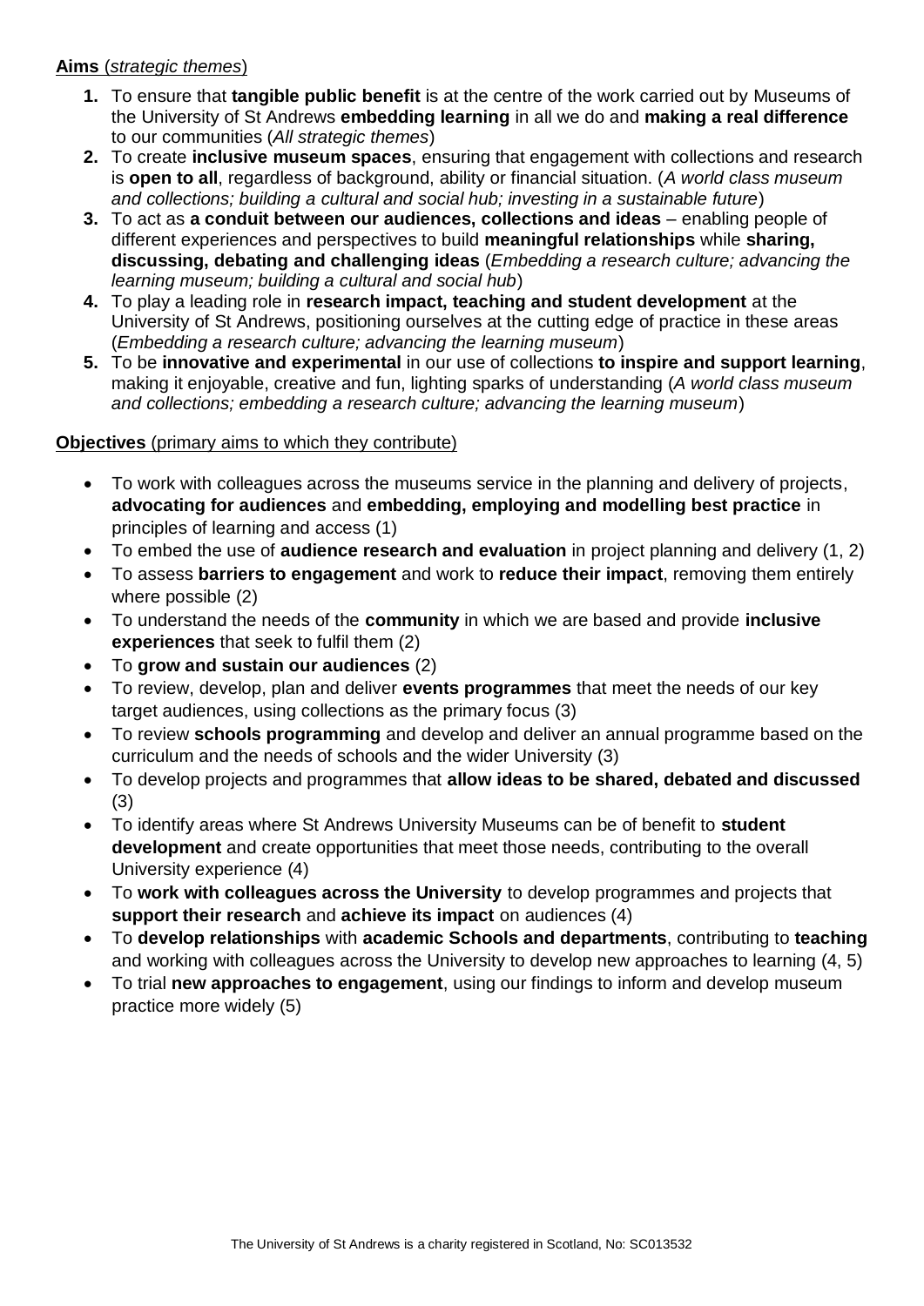**Aims** (*strategic themes*)

1. To ensure that **tangible public benefit** is at the centre of the work carried out by Museums of the University of St Andrews **embedding learning** in all we do and **making a real difference** to our communities (*All strategic themes*)
2. To create **inclusive museum spaces**, ensuring that engagement with collections and research is **open to all**, regardless of background, ability or financial situation. (*A world class museum and collections; building a cultural and social hub; investing in a sustainable future*)
3. To act as **a conduit between our audiences, collections and ideas** – enabling people of different experiences and perspectives to build **meaningful relationships** while **sharing, discussing, debating and challenging ideas** (*Embedding a research culture; advancing the learning museum; building a cultural and social hub*)
4. To play a leading role in **research impact, teaching and student development** at the University of St Andrews, positioning ourselves at the cutting edge of practice in these areas (*Embedding a research culture; advancing the learning museum*)
5. To be **innovative and experimental** in our use of collections **to inspire and support learning**, making it enjoyable, creative and fun, lighting sparks of understanding (*A world class museum and collections; embedding a research culture; advancing the learning museum*)

**Objectives** (primary aims to which they contribute)

- To work with colleagues across the museums service in the planning and delivery of projects, **advocating for audiences** and **embedding, employing and modelling best practice** in principles of learning and access (1)
- To embed the use of **audience research and evaluation** in project planning and delivery (1, 2)
- To assess **barriers to engagement** and work to **reduce their impact**, removing them entirely where possible (2)
- To understand the needs of the **community** in which we are based and provide **inclusive experiences** that seek to fulfil them (2)
- To **grow and sustain our audiences** (2)
- To review, develop, plan and deliver **events programmes** that meet the needs of our key target audiences, using collections as the primary focus (3)
- To review **schools programming** and develop and deliver an annual programme based on the curriculum and the needs of schools and the wider University (3)
- To develop projects and programmes that **allow ideas to be shared, debated and discussed** (3)
- To identify areas where St Andrews University Museums can be of benefit to **student development** and create opportunities that meet those needs, contributing to the overall University experience (4)
- To **work with colleagues across the University** to develop programmes and projects that **support their research** and **achieve its impact** on audiences (4)
- To **develop relationships** with **academic Schools and departments**, contributing to **teaching** and working with colleagues across the University to develop new approaches to learning (4, 5)
- To trial **new approaches to engagement**, using our findings to inform and develop museum practice more widely (5)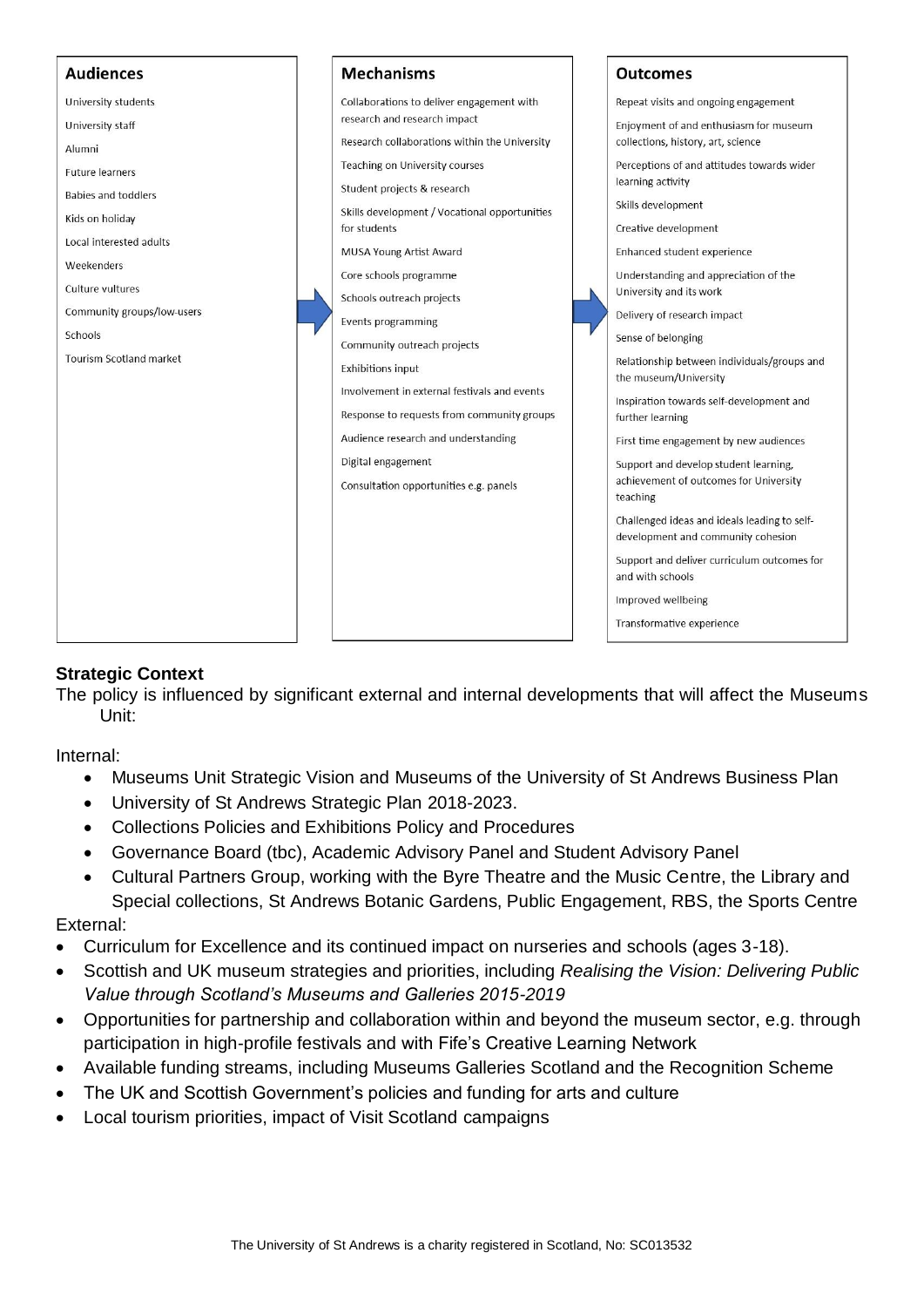**Audiences**

- University students
- University staff
- Alumni
- Future learners
- Babies and toddlers
- Kids on holiday
- Local interested adults
- Weekenders
- Culture vultures
- Community groups/low-users
- Schools
- Tourism Scotland market

**Mechanisms**

- Collaborations to deliver engagement with research and research impact
- Research collaborations within the University
- Teaching on University courses
- Student projects & research
- Skills development / Vocational opportunities for students
- MUSA Young Artist Award
- Core schools programme
- Schools outreach projects
- Events programming
- Community outreach projects
- Exhibitions input
- Involvement in external festivals and events
- Response to requests from community groups
- Audience research and understanding
- Digital engagement
- Consultation opportunities e.g. panels

**Outcomes**

- Repeat visits and ongoing engagement
- Enjoyment of and enthusiasm for museum collections, history, art, science
- Perceptions of and attitudes towards wider learning activity
- Skills development
- Creative development
- Enhanced student experience
- Understanding and appreciation of the University and its work
- Delivery of research impact
- Sense of belonging
- Relationship between individuals/groups and the museum/University
- Inspiration towards self-development and further learning
- First time engagement by new audiences
- Support and develop student learning, achievement of outcomes for University teaching
- Challenged ideas and ideals leading to self-development and community cohesion
- Support and deliver curriculum outcomes for and with schools
- Improved wellbeing
- Transformative experience

**Strategic Context**

The policy is influenced by significant external and internal developments that will affect the Museums Unit:

Internal:

- Museums Unit Strategic Vision and Museums of the University of St Andrews Business Plan
- University of St Andrews Strategic Plan 2018-2023.
- Collections Policies and Exhibitions Policy and Procedures
- Governance Board (tbc), Academic Advisory Panel and Student Advisory Panel
- Cultural Partners Group, working with the Byre Theatre and the Music Centre, the Library and Special collections, St Andrews Botanic Gardens, Public Engagement, RBS, the Sports Centre

External:

- Curriculum for Excellence and its continued impact on nurseries and schools (ages 3-18).
- Scottish and UK museum strategies and priorities, including *Realising the Vision: Delivering Public Value through Scotland's Museums and Galleries 2015-2019*
- Opportunities for partnership and collaboration within and beyond the museum sector, e.g. through participation in high-profile festivals and with Fife's Creative Learning Network
- Available funding streams, including Museums Galleries Scotland and the Recognition Scheme
- The UK and Scottish Government's policies and funding for arts and culture
- Local tourism priorities, impact of Visit Scotland campaigns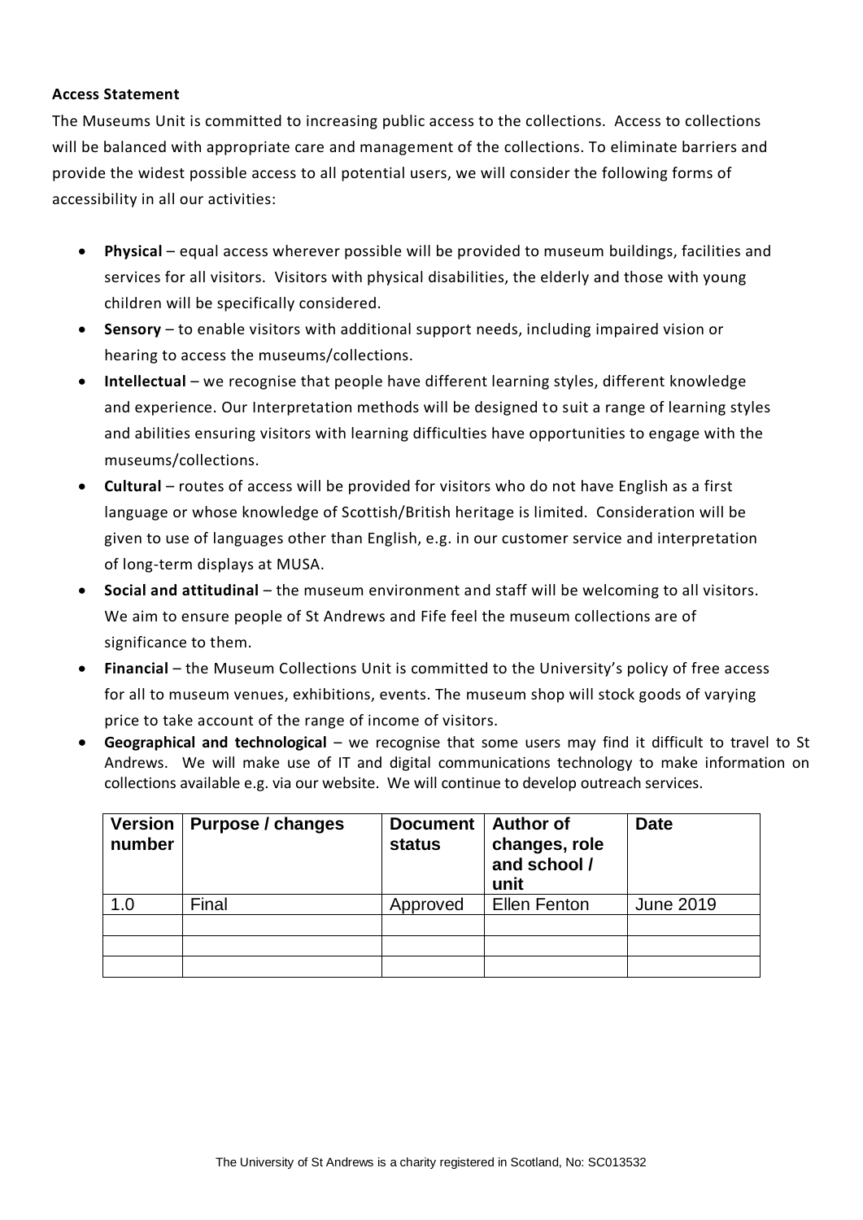**Access Statement**

The Museums Unit is committed to increasing public access to the collections. Access to collections will be balanced with appropriate care and management of the collections. To eliminate barriers and provide the widest possible access to all potential users, we will consider the following forms of accessibility in all our activities:

- **Physical** – equal access wherever possible will be provided to museum buildings, facilities and services for all visitors. Visitors with physical disabilities, the elderly and those with young children will be specifically considered.
- **Sensory** – to enable visitors with additional support needs, including impaired vision or hearing to access the museums/collections.
- **Intellectual** – we recognise that people have different learning styles, different knowledge and experience. Our Interpretation methods will be designed to suit a range of learning styles and abilities ensuring visitors with learning difficulties have opportunities to engage with the museums/collections.
- **Cultural** – routes of access will be provided for visitors who do not have English as a first language or whose knowledge of Scottish/British heritage is limited. Consideration will be given to use of languages other than English, e.g. in our customer service and interpretation of long-term displays at MUSA.
- **Social and attitudinal** – the museum environment and staff will be welcoming to all visitors. We aim to ensure people of St Andrews and Fife feel the museum collections are of significance to them.
- **Financial** – the Museum Collections Unit is committed to the University's policy of free access for all to museum venues, exhibitions, events. The museum shop will stock goods of varying price to take account of the range of income of visitors.
- **Geographical and technological** – we recognise that some users may find it difficult to travel to St Andrews. We will make use of IT and digital communications technology to make information on collections available e.g. via our website. We will continue to develop outreach services.

| Version number | Purpose / changes | Document status | Author of changes, role and school / unit | Date |
|---|---|---|---|---|
| 1.0 | Final | Approved | Ellen Fenton | June 2019 |
| | | | | |
| | | | | |
| | | | | |

The University of St Andrews is a charity registered in Scotland, No: SC013532